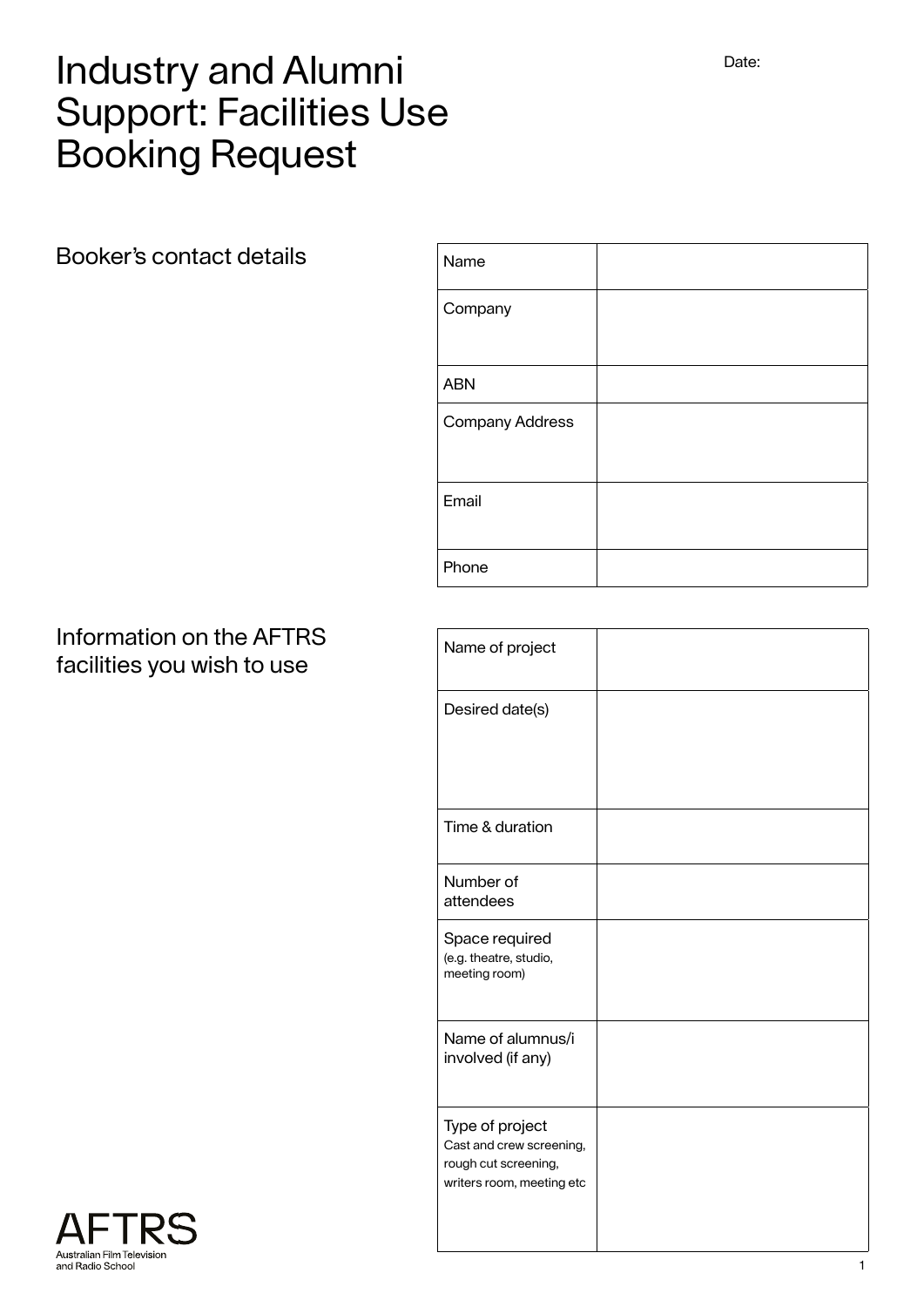# Industry and Alumni Support: Facilities Use Booking Request

Date:

## Booker's contact details

| Name | |
|---|---|
| Company | |
| ABN | |
| Company Address | |
| Email | |
| Phone | |

## Information on the AFTRS facilities you wish to use

| Name of project | |
|---|---|
| Desired date(s) | |
| Time & duration | |
| Number of attendees | |
| Space required (e.g. theatre, studio, meeting room) | |
| Name of alumnus/i involved (if any) | |
| Type of project Cast and crew screening, rough cut screening, writers room, meeting etc | |

AFTRS
Australian Film Television and Radio School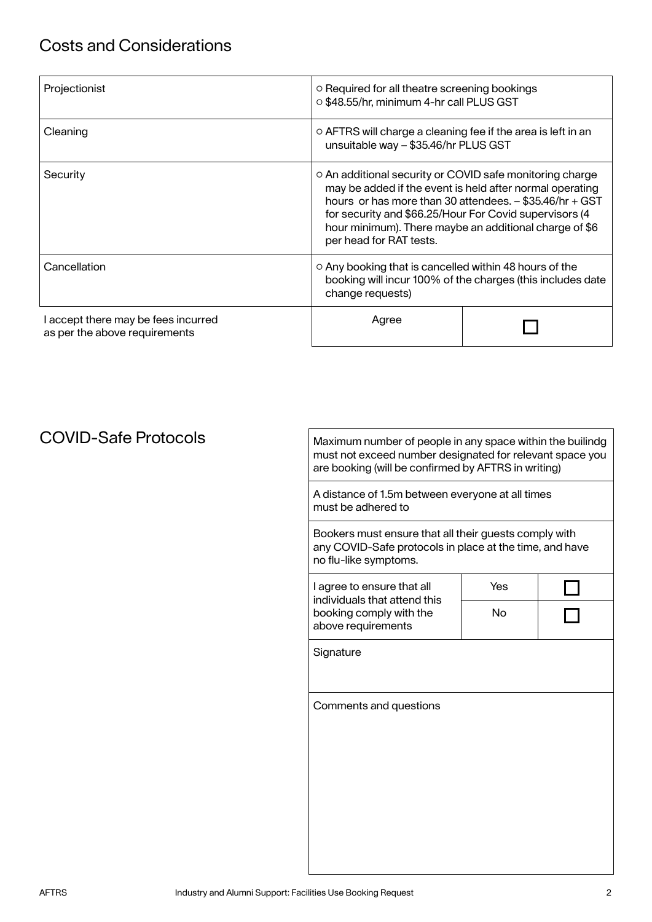## Costs and Considerations

| | | |
|---|---|---|
| Projectionist | ○ Required for all theatre screening bookings<br>○ $48.55/hr, minimum 4-hr call PLUS GST | |
| Cleaning | ○ AFTRS will charge a cleaning fee if the area is left in an unsuitable way – $35.46/hr PLUS GST | |
| Security | ○ An additional security or COVID safe monitoring charge may be added if the event is held after normal operating hours or has more than 30 attendees. – $35.46/hr + GST for security and $66.25/Hour For Covid supervisors (4 hour minimum). There maybe an additional charge of $6 per head for RAT tests. | |
| Cancellation | ○ Any booking that is cancelled within 48 hours of the booking will incur 100% of the charges (this includes date change requests) | |
| I accept there may be fees incurred as per the above requirements | Agree | ☐ |

## COVID-Safe Protocols

| | | |
|---|---|---|
| Maximum number of people in any space within the builindg must not exceed number designated for relevant space you are booking (will be confirmed by AFTRS in writing) | | |
| A distance of 1.5m between everyone at all times must be adhered to | | |
| Bookers must ensure that all their guests comply with any COVID-Safe protocols in place at the time, and have no flu-like symptoms. | | |
| I agree to ensure that all individuals that attend this booking comply with the above requirements | Yes | ☐ |
| | No | ☐ |
| Signature | | |
| Comments and questions | | |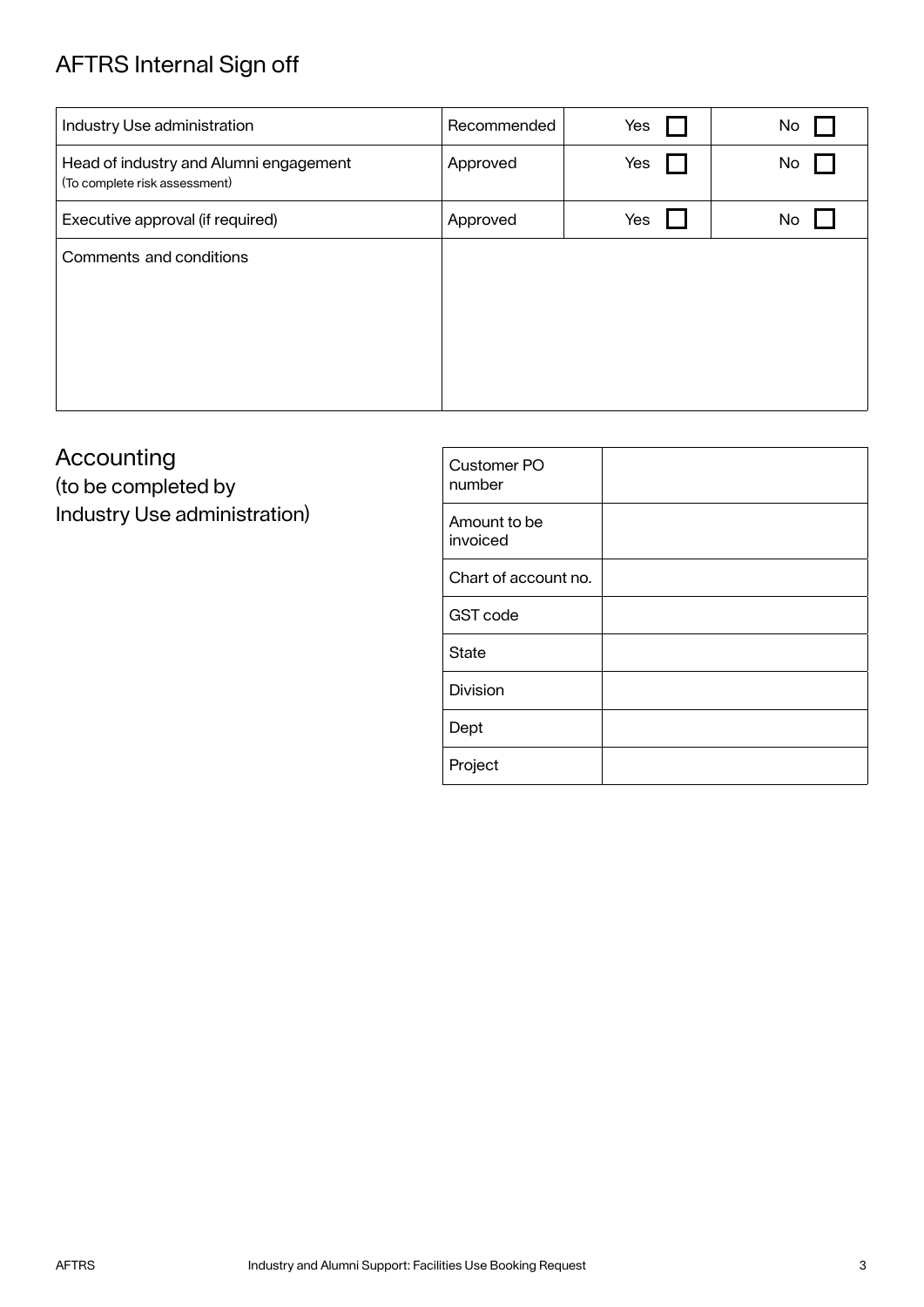## AFTRS Internal Sign off

| | | | |
|---|---|---|---|
| Industry Use administration | Recommended | Yes ☐ | No ☐ |
| Head of industry and Alumni engagement (To complete risk assessment) | Approved | Yes ☐ | No ☐ |
| Executive approval (if required) | Approved | Yes ☐ | No ☐ |
| Comments and conditions | | | |

## Accounting

(to be completed by Industry Use administration)

| | |
|---|---|
| Customer PO number | |
| Amount to be invoiced | |
| Chart of account no. | |
| GST code | |
| State | |
| Division | |
| Dept | |
| Project | |